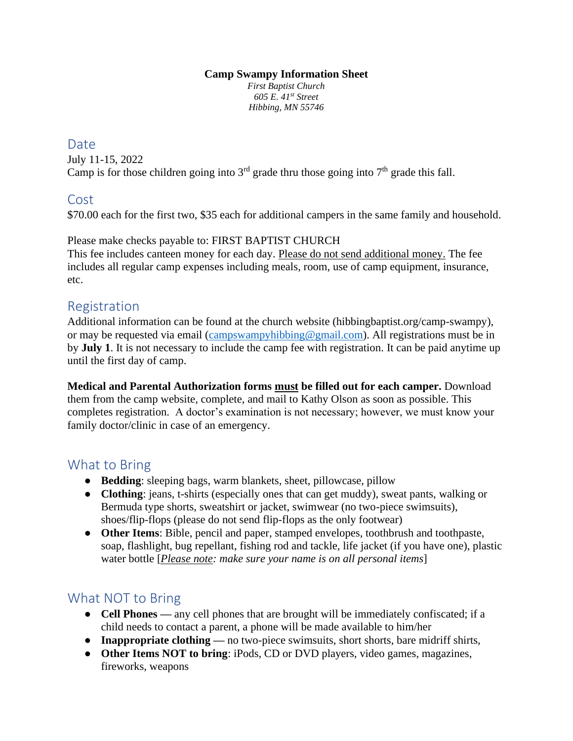# Camp Swampy Information Sheet

*First Baptist Church*
*605 E. 41st Street*
*Hibbing, MN 55746*

## Date

July 11-15, 2022
Camp is for those children going into 3rd grade thru those going into 7th grade this fall.

## Cost

$70.00 each for the first two, $35 each for additional campers in the same family and household.

Please make checks payable to: FIRST BAPTIST CHURCH
This fee includes canteen money for each day. <u>Please do not send additional money.</u> The fee includes all regular camp expenses including meals, room, use of camp equipment, insurance, etc.

## Registration

Additional information can be found at the church website (hibbingbaptist.org/camp-swampy), or may be requested via email (campswampyhibbing@gmail.com). All registrations must be in by **July 1**. It is not necessary to include the camp fee with registration. It can be paid anytime up until the first day of camp.

**Medical and Parental Authorization forms <u>must</u> be filled out for each camper.** Download them from the camp website, complete, and mail to Kathy Olson as soon as possible. This completes registration. A doctor's examination is not necessary; however, we must know your family doctor/clinic in case of an emergency.

## What to Bring

- **Bedding**: sleeping bags, warm blankets, sheet, pillowcase, pillow
- **Clothing**: jeans, t-shirts (especially ones that can get muddy), sweat pants, walking or Bermuda type shorts, sweatshirt or jacket, swimwear (no two-piece swimsuits), shoes/flip-flops (please do not send flip-flops as the only footwear)
- **Other Items**: Bible, pencil and paper, stamped envelopes, toothbrush and toothpaste, soap, flashlight, bug repellant, fishing rod and tackle, life jacket (if you have one), plastic water bottle [*<u>Please note</u>: make sure your name is on all personal items*]

## What NOT to Bring

- **Cell Phones** — any cell phones that are brought will be immediately confiscated; if a child needs to contact a parent, a phone will be made available to him/her
- **Inappropriate clothing** — no two-piece swimsuits, short shorts, bare midriff shirts,
- **Other Items NOT to bring**: iPods, CD or DVD players, video games, magazines, fireworks, weapons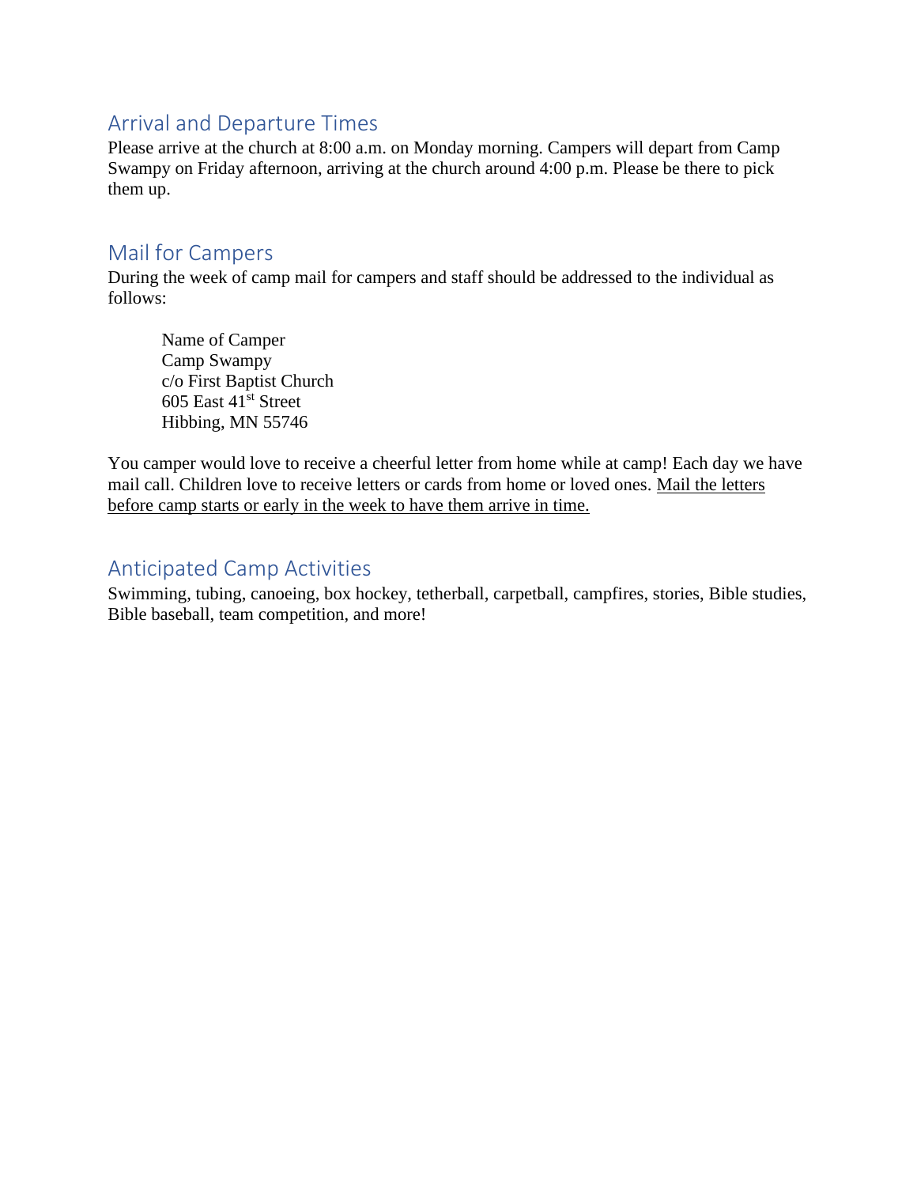## Arrival and Departure Times

Please arrive at the church at 8:00 a.m. on Monday morning. Campers will depart from Camp Swampy on Friday afternoon, arriving at the church around 4:00 p.m. Please be there to pick them up.

## Mail for Campers

During the week of camp mail for campers and staff should be addressed to the individual as follows:

> Name of Camper
> Camp Swampy
> c/o First Baptist Church
> 605 East 41st Street
> Hibbing, MN 55746

You camper would love to receive a cheerful letter from home while at camp! Each day we have mail call. Children love to receive letters or cards from home or loved ones. <u>Mail the letters before camp starts or early in the week to have them arrive in time.</u>

## Anticipated Camp Activities

Swimming, tubing, canoeing, box hockey, tetherball, carpetball, campfires, stories, Bible studies, Bible baseball, team competition, and more!